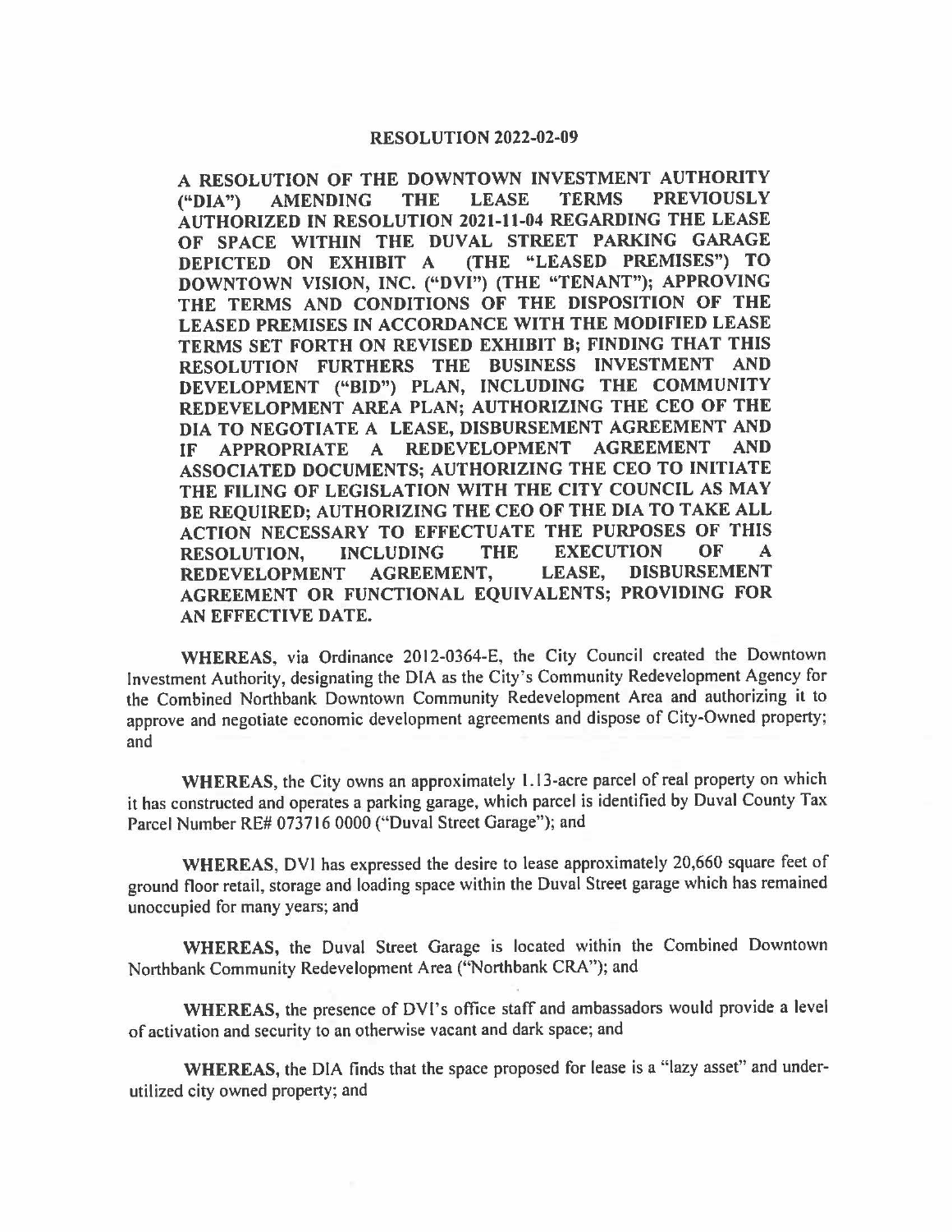# RESOLUTION 2022-02-09

**A RESOLUTION OF THE DOWNTOWN INVESTMENT AUTHORITY ("DIA") AMENDING THE LEASE TERMS PREVIOUSLY AUTHORIZED IN RESOLUTION 2021-11-04 REGARDING THE LEASE OF SPACE WITHIN THE DUVAL STREET PARKING GARAGE DEPICTED ON EXHIBIT A (THE "LEASED PREMISES") TO DOWNTOWN VISION, INC. ("DVI") (THE "TENANT"); APPROVING THE TERMS AND CONDITIONS OF THE DISPOSITION OF THE LEASED PREMISES IN ACCORDANCE WITH THE MODIFIED LEASE TERMS SET FORTH ON REVISED EXHIBIT B; FINDING THAT THIS RESOLUTION FURTHERS THE BUSINESS INVESTMENT AND DEVELOPMENT ("BID") PLAN, INCLUDING THE COMMUNITY REDEVELOPMENT AREA PLAN; AUTHORIZING THE CEO OF THE DIA TO NEGOTIATE A LEASE, DISBURSEMENT AGREEMENT AND IF APPROPRIATE A REDEVELOPMENT AGREEMENT AND ASSOCIATED DOCUMENTS; AUTHORIZING THE CEO TO INITIATE THE FILING OF LEGISLATION WITH THE CITY COUNCIL AS MAY BE REQUIRED; AUTHORIZING THE CEO OF THE DIA TO TAKE ALL ACTION NECESSARY TO EFFECTUATE THE PURPOSES OF THIS RESOLUTION, INCLUDING THE EXECUTION OF A REDEVELOPMENT AGREEMENT, LEASE, DISBURSEMENT AGREEMENT OR FUNCTIONAL EQUIVALENTS; PROVIDING FOR AN EFFECTIVE DATE.**

**WHEREAS**, via Ordinance 2012-0364-E, the City Council created the Downtown Investment Authority, designating the DIA as the City's Community Redevelopment Agency for the Combined Northbank Downtown Community Redevelopment Area and authorizing it to approve and negotiate economic development agreements and dispose of City-Owned property; and

**WHEREAS**, the City owns an approximately 1.13-acre parcel of real property on which it has constructed and operates a parking garage, which parcel is identified by Duval County Tax Parcel Number RE# 073716 0000 ("Duval Street Garage"); and

**WHEREAS**, DVI has expressed the desire to lease approximately 20,660 square feet of ground floor retail, storage and loading space within the Duval Street garage which has remained unoccupied for many years; and

**WHEREAS,** the Duval Street Garage is located within the Combined Downtown Northbank Community Redevelopment Area ("Northbank CRA"); and

**WHEREAS,** the presence of DVI's office staff and ambassadors would provide a level of activation and security to an otherwise vacant and dark space; and

**WHEREAS,** the DIA finds that the space proposed for lease is a "lazy asset" and under-utilized city owned property; and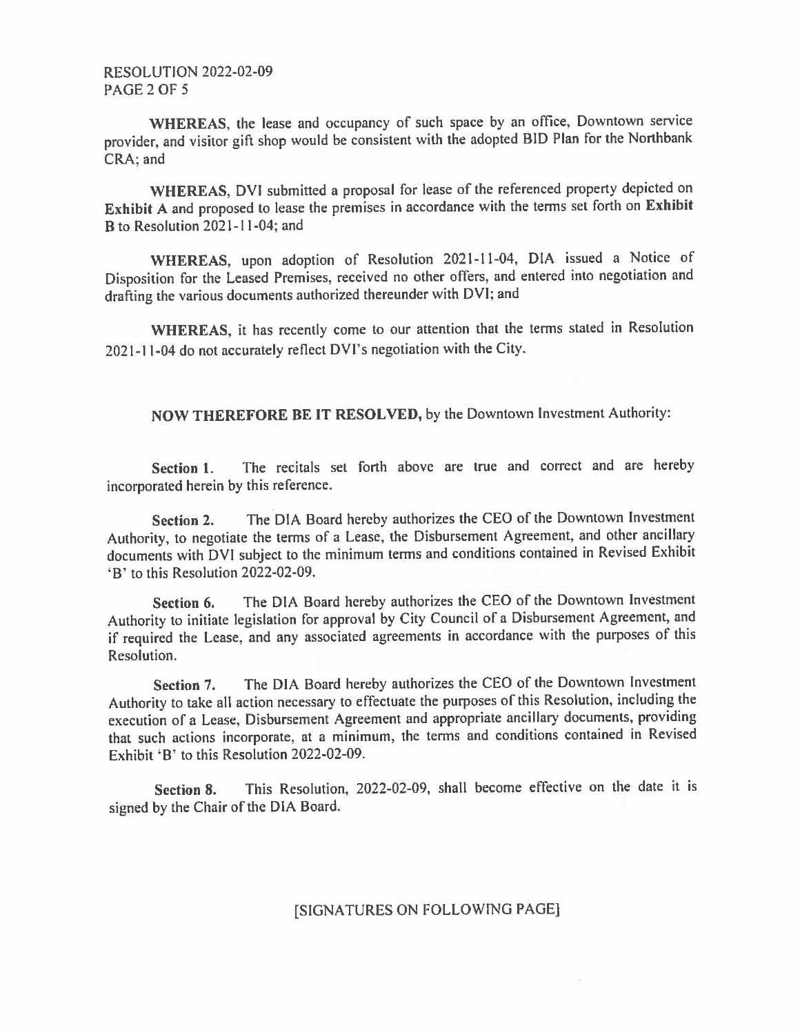**WHEREAS**, the lease and occupancy of such space by an office, Downtown service provider, and visitor gift shop would be consistent with the adopted BID Plan for the Northbank CRA; and

**WHEREAS**, DVI submitted a proposal for lease of the referenced property depicted on **Exhibit A** and proposed to lease the premises in accordance with the terms set forth on **Exhibit B** to Resolution 2021-11-04; and

**WHEREAS**, upon adoption of Resolution 2021-11-04, DIA issued a Notice of Disposition for the Leased Premises, received no other offers, and entered into negotiation and drafting the various documents authorized thereunder with DVI; and

**WHEREAS**, it has recently come to our attention that the terms stated in Resolution 2021-11-04 do not accurately reflect DVI's negotiation with the City.

**NOW THEREFORE BE IT RESOLVED,** by the Downtown Investment Authority:

**Section 1.** The recitals set forth above are true and correct and are hereby incorporated herein by this reference.

**Section 2.** The DIA Board hereby authorizes the CEO of the Downtown Investment Authority, to negotiate the terms of a Lease, the Disbursement Agreement, and other ancillary documents with DVI subject to the minimum terms and conditions contained in Revised Exhibit 'B' to this Resolution 2022-02-09.

**Section 6.** The DIA Board hereby authorizes the CEO of the Downtown Investment Authority to initiate legislation for approval by City Council of a Disbursement Agreement, and if required the Lease, and any associated agreements in accordance with the purposes of this Resolution.

**Section 7.** The DIA Board hereby authorizes the CEO of the Downtown Investment Authority to take all action necessary to effectuate the purposes of this Resolution, including the execution of a Lease, Disbursement Agreement and appropriate ancillary documents, providing that such actions incorporate, at a minimum, the terms and conditions contained in Revised Exhibit 'B' to this Resolution 2022-02-09.

**Section 8.** This Resolution, 2022-02-09, shall become effective on the date it is signed by the Chair of the DIA Board.

[SIGNATURES ON FOLLOWING PAGE]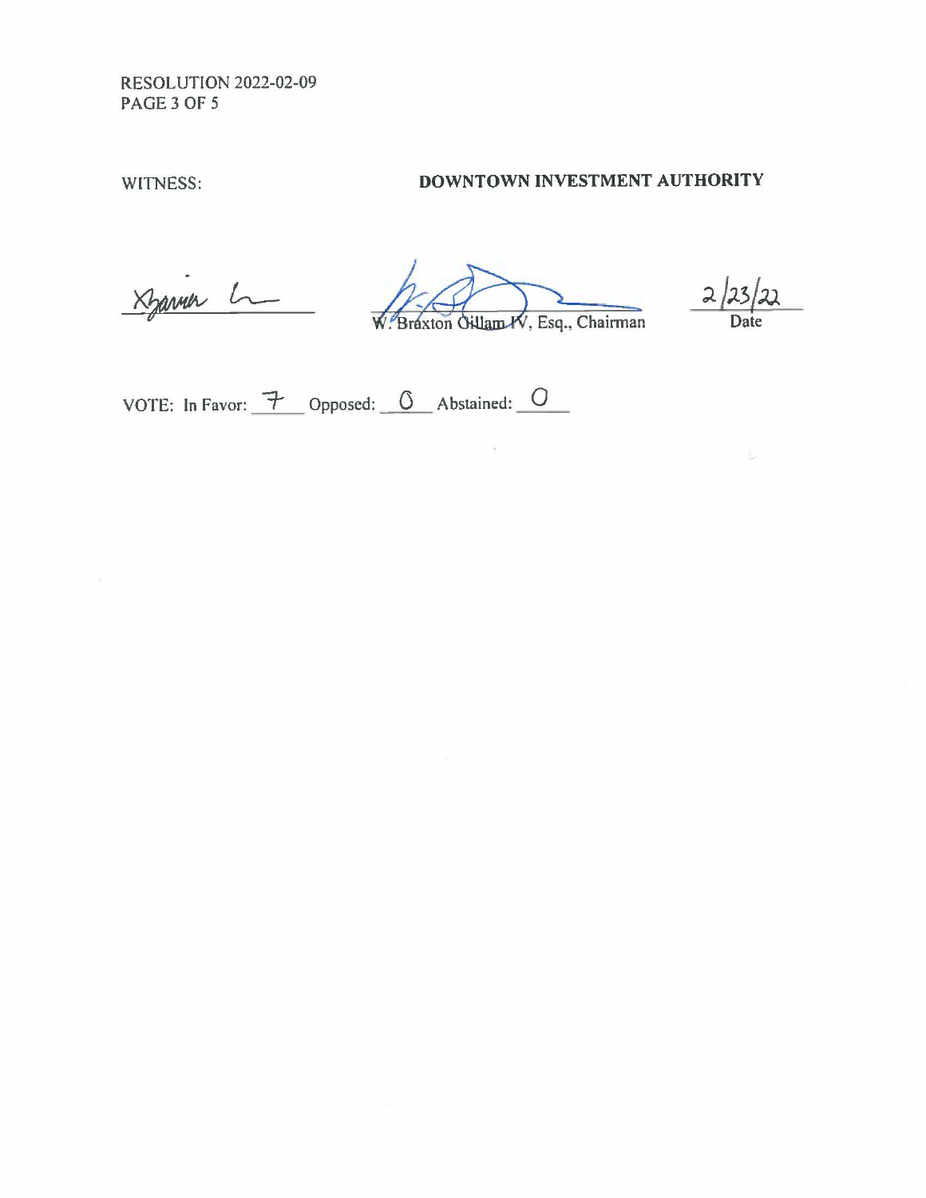WITNESS: **DOWNTOWN INVESTMENT AUTHORITY**

_______________________ 
W. Braxton Gillam IV, Esq., Chairman 
2/23/22 
Date

VOTE: In Favor: 7 Opposed: 0 Abstained: 0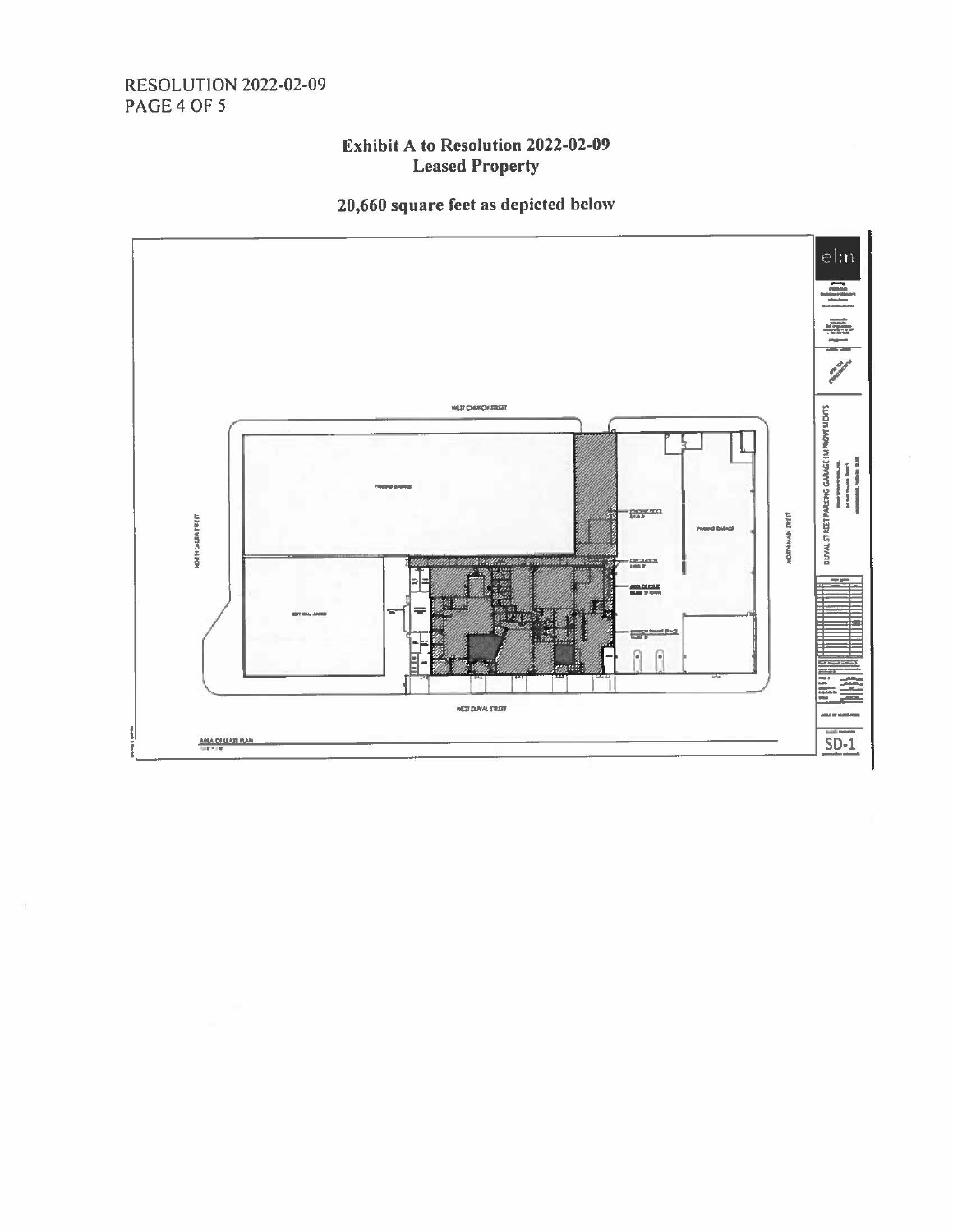## Exhibit A to Resolution 2022-02-09
## Leased Property

**20,660 square feet as depicted below**

WEST CHURCH STREET

PARKING GARAGE

NORTH LAURA STREET

NORTH MAIN STREET

CITY HALL ANNEX

PARKING GARAGE

WEST DUVAL STREET

AREA OF LEASE PLAN

DUVAL STREET PARKING GARAGE IMPROVEMENTS

SD-1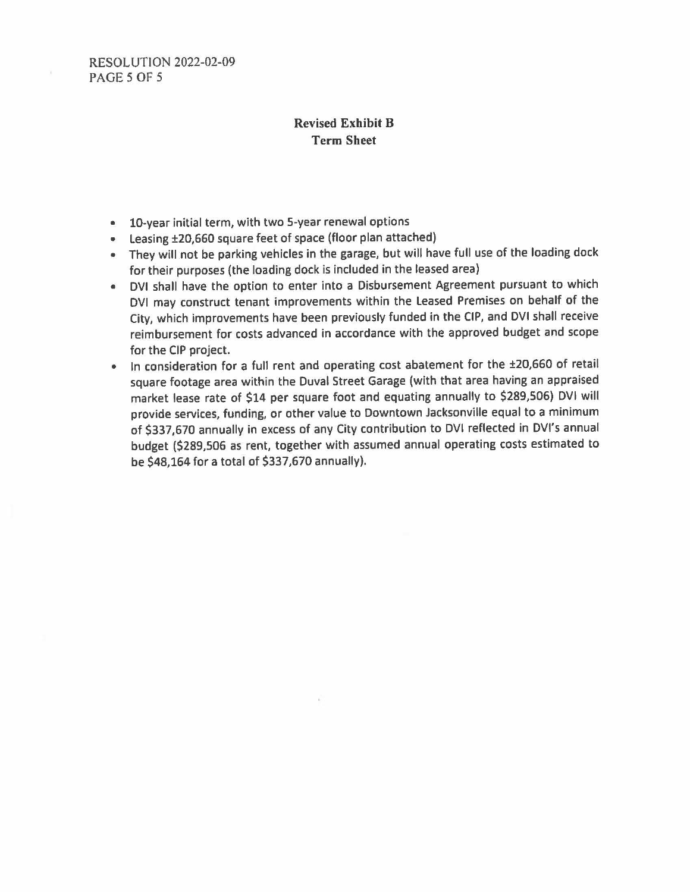## Revised Exhibit B
## Term Sheet

- 10-year initial term, with two 5-year renewal options
- Leasing ±20,660 square feet of space (floor plan attached)
- They will not be parking vehicles in the garage, but will have full use of the loading dock for their purposes (the loading dock is included in the leased area)
- DVI shall have the option to enter into a Disbursement Agreement pursuant to which DVI may construct tenant improvements within the Leased Premises on behalf of the City, which improvements have been previously funded in the CIP, and DVI shall receive reimbursement for costs advanced in accordance with the approved budget and scope for the CIP project.
- In consideration for a full rent and operating cost abatement for the ±20,660 of retail square footage area within the Duval Street Garage (with that area having an appraised market lease rate of $14 per square foot and equating annually to $289,506) DVI will provide services, funding, or other value to Downtown Jacksonville equal to a minimum of $337,670 annually in excess of any City contribution to DVI reflected in DVI's annual budget ($289,506 as rent, together with assumed annual operating costs estimated to be $48,164 for a total of $337,670 annually).